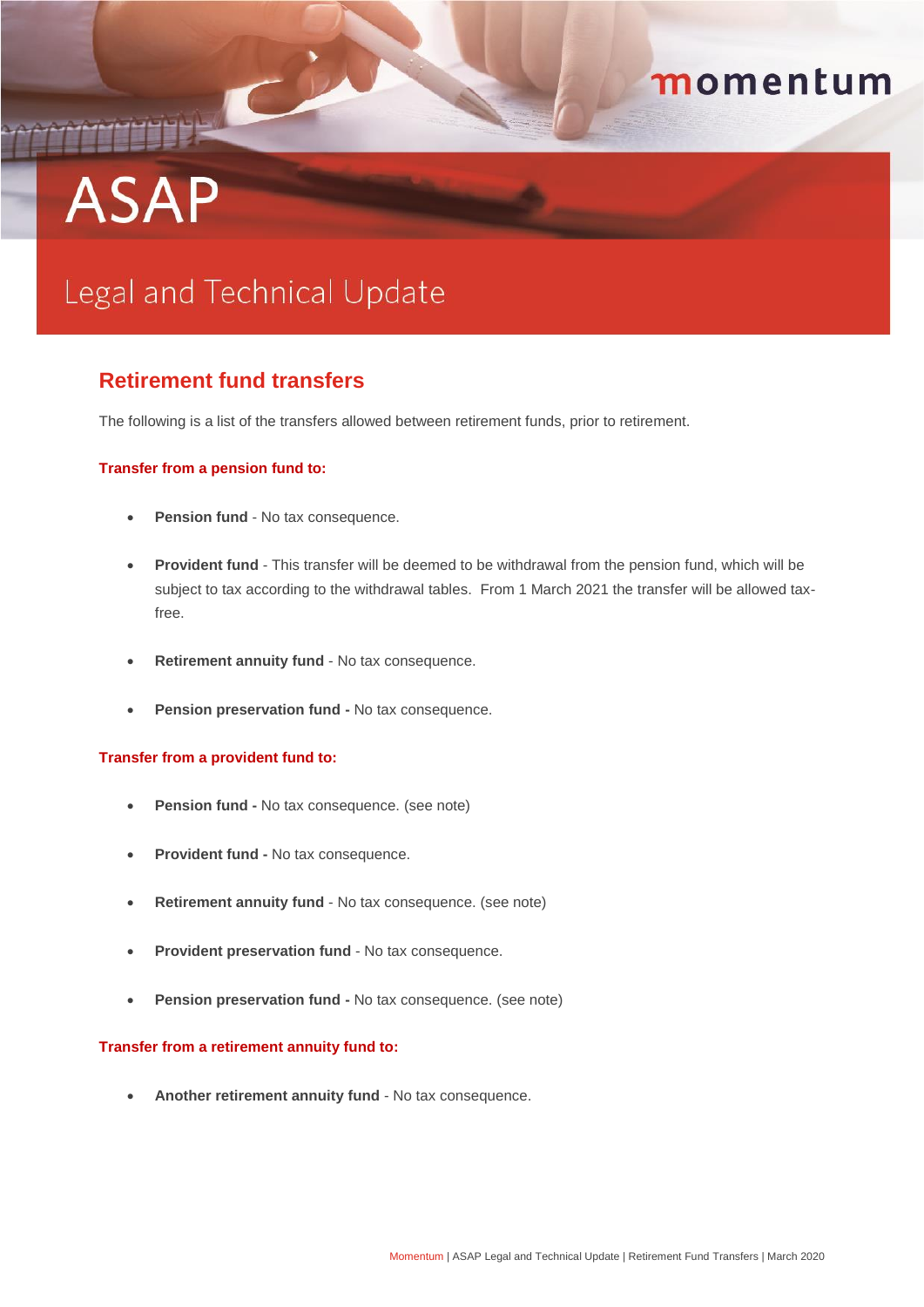momentum

# ASAP

## Legal and Technical Update

### Retirement fund transfers

The following is a list of the transfers allowed between retirement funds, prior to retirement.

**Transfer from a pension fund to:**

- **Pension fund** - No tax consequence.
- **Provident fund** - This transfer will be deemed to be withdrawal from the pension fund, which will be subject to tax according to the withdrawal tables. From 1 March 2021 the transfer will be allowed tax-free.
- **Retirement annuity fund** - No tax consequence.
- **Pension preservation fund -** No tax consequence.

**Transfer from a provident fund to:**

- **Pension fund -** No tax consequence. (see note)
- **Provident fund -** No tax consequence.
- **Retirement annuity fund** - No tax consequence. (see note)
- **Provident preservation fund** - No tax consequence.
- **Pension preservation fund -** No tax consequence. (see note)

**Transfer from a retirement annuity fund to:**

- **Another retirement annuity fund** - No tax consequence.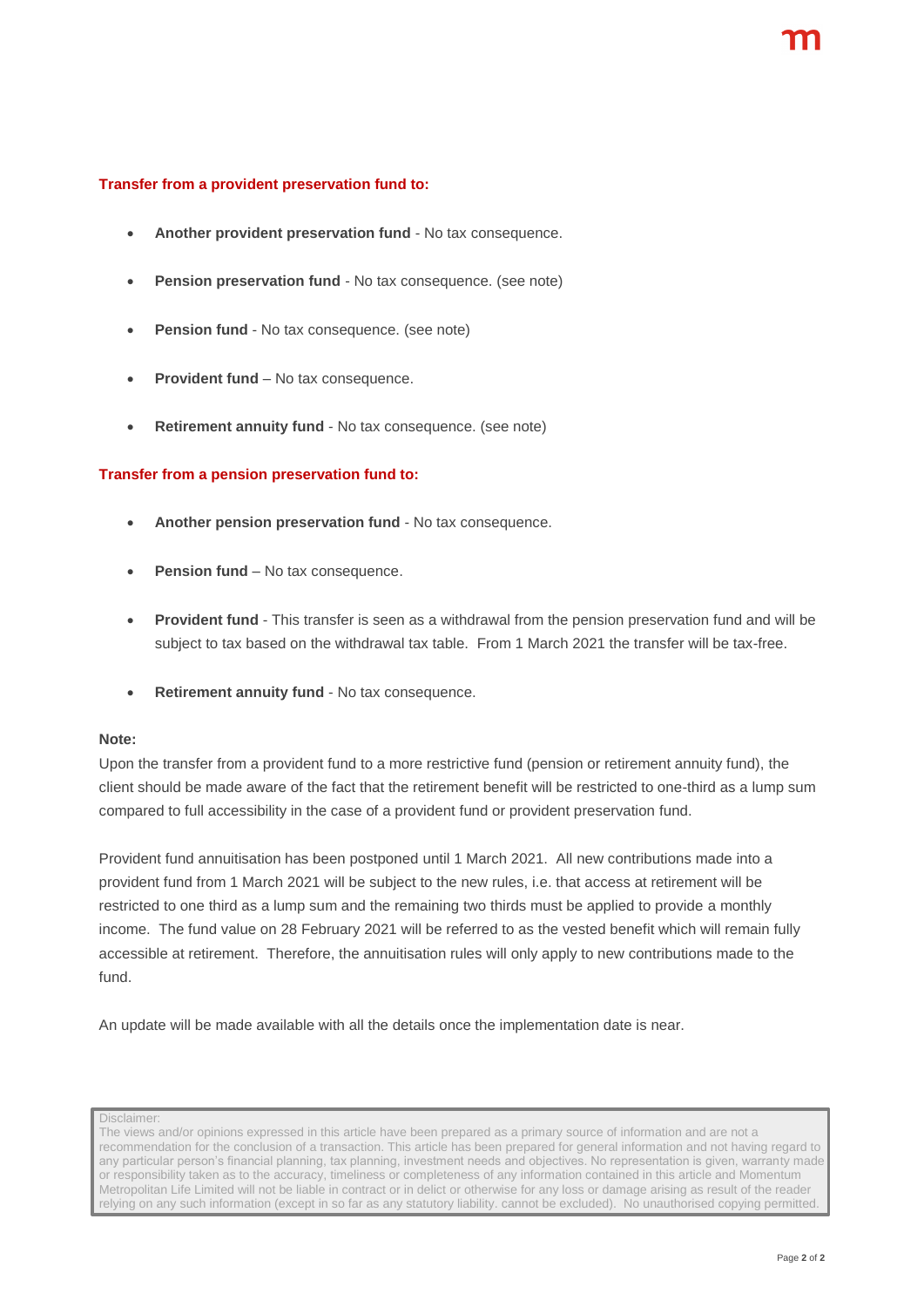### Transfer from a provident preservation fund to:

- **Another provident preservation fund** - No tax consequence.
- **Pension preservation fund** - No tax consequence. (see note)
- **Pension fund** - No tax consequence. (see note)
- **Provident fund** – No tax consequence.
- **Retirement annuity fund** - No tax consequence. (see note)

### Transfer from a pension preservation fund to:

- **Another pension preservation fund** - No tax consequence.
- **Pension fund** – No tax consequence.
- **Provident fund** - This transfer is seen as a withdrawal from the pension preservation fund and will be subject to tax based on the withdrawal tax table. From 1 March 2021 the transfer will be tax-free.
- **Retirement annuity fund** - No tax consequence.

**Note:**

Upon the transfer from a provident fund to a more restrictive fund (pension or retirement annuity fund), the client should be made aware of the fact that the retirement benefit will be restricted to one-third as a lump sum compared to full accessibility in the case of a provident fund or provident preservation fund.

Provident fund annuitisation has been postponed until 1 March 2021. All new contributions made into a provident fund from 1 March 2021 will be subject to the new rules, i.e. that access at retirement will be restricted to one third as a lump sum and the remaining two thirds must be applied to provide a monthly income. The fund value on 28 February 2021 will be referred to as the vested benefit which will remain fully accessible at retirement. Therefore, the annuitisation rules will only apply to new contributions made to the fund.

An update will be made available with all the details once the implementation date is near.

Disclaimer:
The views and/or opinions expressed in this article have been prepared as a primary source of information and are not a recommendation for the conclusion of a transaction. This article has been prepared for general information and not having regard to any particular person's financial planning, tax planning, investment needs and objectives. No representation is given, warranty made or responsibility taken as to the accuracy, timeliness or completeness of any information contained in this article and Momentum Metropolitan Life Limited will not be liable in contract or in delict or otherwise for any loss or damage arising as result of the reader relying on any such information (except in so far as any statutory liability. cannot be excluded). No unauthorised copying permitted.